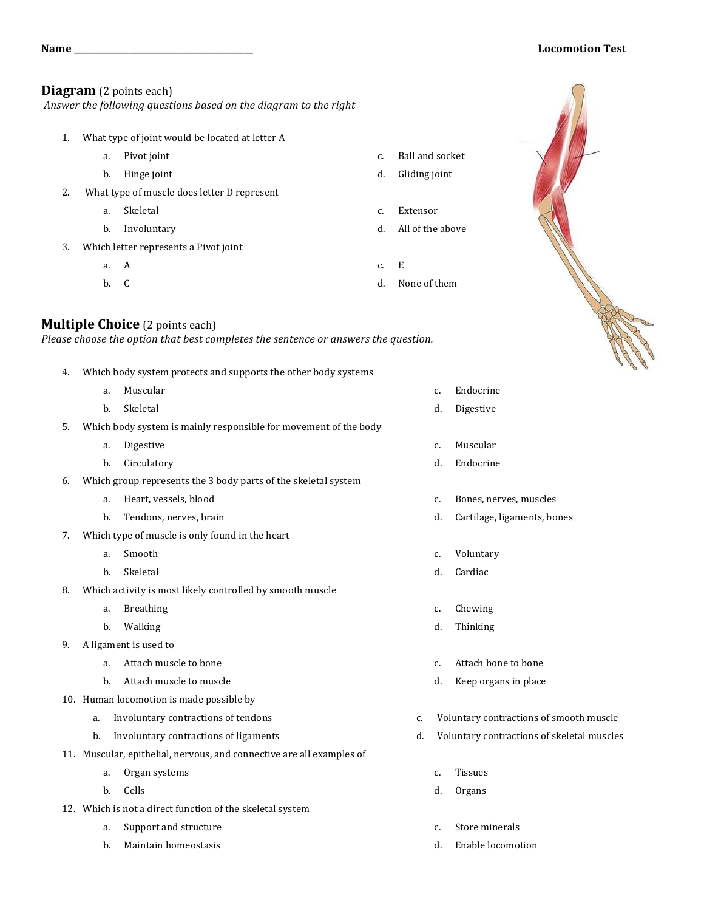**Name** ________________________________________ **Locomotion Test**

## Diagram (2 points each)

*Answer the following questions based on the diagram to the right*

1. What type of joint would be located at letter A
   - a. Pivot joint
   - b. Hinge joint
   - c. Ball and socket
   - d. Gliding joint
2. What type of muscle does letter D represent
   - a. Skeletal
   - b. Involuntary
   - c. Extensor
   - d. All of the above
3. Which letter represents a Pivot joint
   - a. A
   - b. C
   - c. E
   - d. None of them

## Multiple Choice (2 points each)

*Please choose the option that best completes the sentence or answers the question.*

4. Which body system protects and supports the other body systems
   - a. Muscular
   - b. Skeletal
   - c. Endocrine
   - d. Digestive
5. Which body system is mainly responsible for movement of the body
   - a. Digestive
   - b. Circulatory
   - c. Muscular
   - d. Endocrine
6. Which group represents the 3 body parts of the skeletal system
   - a. Heart, vessels, blood
   - b. Tendons, nerves, brain
   - c. Bones, nerves, muscles
   - d. Cartilage, ligaments, bones
7. Which type of muscle is only found in the heart
   - a. Smooth
   - b. Skeletal
   - c. Voluntary
   - d. Cardiac
8. Which activity is most likely controlled by smooth muscle
   - a. Breathing
   - b. Walking
   - c. Chewing
   - d. Thinking
9. A ligament is used to
   - a. Attach muscle to bone
   - b. Attach muscle to muscle
   - c. Attach bone to bone
   - d. Keep organs in place
10. Human locomotion is made possible by
    - a. Involuntary contractions of tendons
    - b. Involuntary contractions of ligaments
    - c. Voluntary contractions of smooth muscle
    - d. Voluntary contractions of skeletal muscles
11. Muscular, epithelial, nervous, and connective are all examples of
    - a. Organ systems
    - b. Cells
    - c. Tissues
    - d. Organs
12. Which is not a direct function of the skeletal system
    - a. Support and structure
    - b. Maintain homeostasis
    - c. Store minerals
    - d. Enable locomotion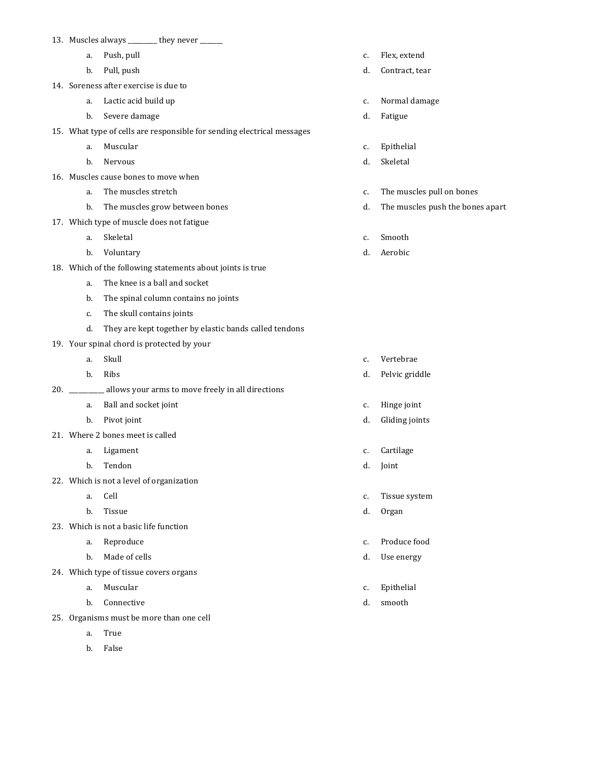13. Muscles always ________ they never ______
    a. Push, pull
    b. Pull, push
    c. Flex, extend
    d. Contract, tear
14. Soreness after exercise is due to
    a. Lactic acid build up
    b. Severe damage
    c. Normal damage
    d. Fatigue
15. What type of cells are responsible for sending electrical messages
    a. Muscular
    b. Nervous
    c. Epithelial
    d. Skeletal
16. Muscles cause bones to move when
    a. The muscles stretch
    b. The muscles grow between bones
    c. The muscles pull on bones
    d. The muscles push the bones apart
17. Which type of muscle does not fatigue
    a. Skeletal
    b. Voluntary
    c. Smooth
    d. Aerobic
18. Which of the following statements about joints is true
    a. The knee is a ball and socket
    b. The spinal column contains no joints
    c. The skull contains joints
    d. They are kept together by elastic bands called tendons
19. Your spinal chord is protected by your
    a. Skull
    b. Ribs
    c. Vertebrae
    d. Pelvic griddle
20. _________ allows your arms to move freely in all directions
    a. Ball and socket joint
    b. Pivot joint
    c. Hinge joint
    d. Gliding joints
21. Where 2 bones meet is called
    a. Ligament
    b. Tendon
    c. Cartilage
    d. Joint
22. Which is not a level of organization
    a. Cell
    b. Tissue
    c. Tissue system
    d. Organ
23. Which is not a basic life function
    a. Reproduce
    b. Made of cells
    c. Produce food
    d. Use energy
24. Which type of tissue covers organs
    a. Muscular
    b. Connective
    c. Epithelial
    d. smooth
25. Organisms must be more than one cell
    a. True
    b. False